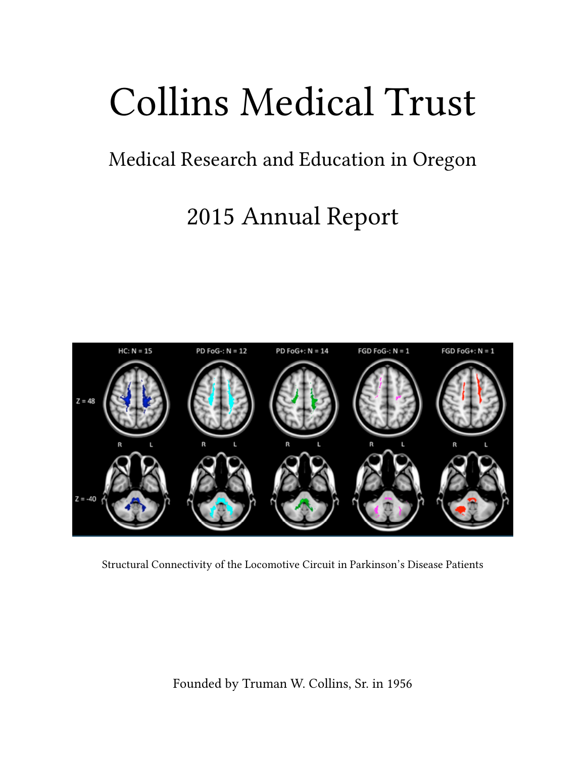# Collins Medical Trust

## Medical Research and Education in Oregon

## 2015 Annual Report

Structural Connectivity of the Locomotive Circuit in Parkinson's Disease Patients

Founded by Truman W. Collins, Sr. in 1956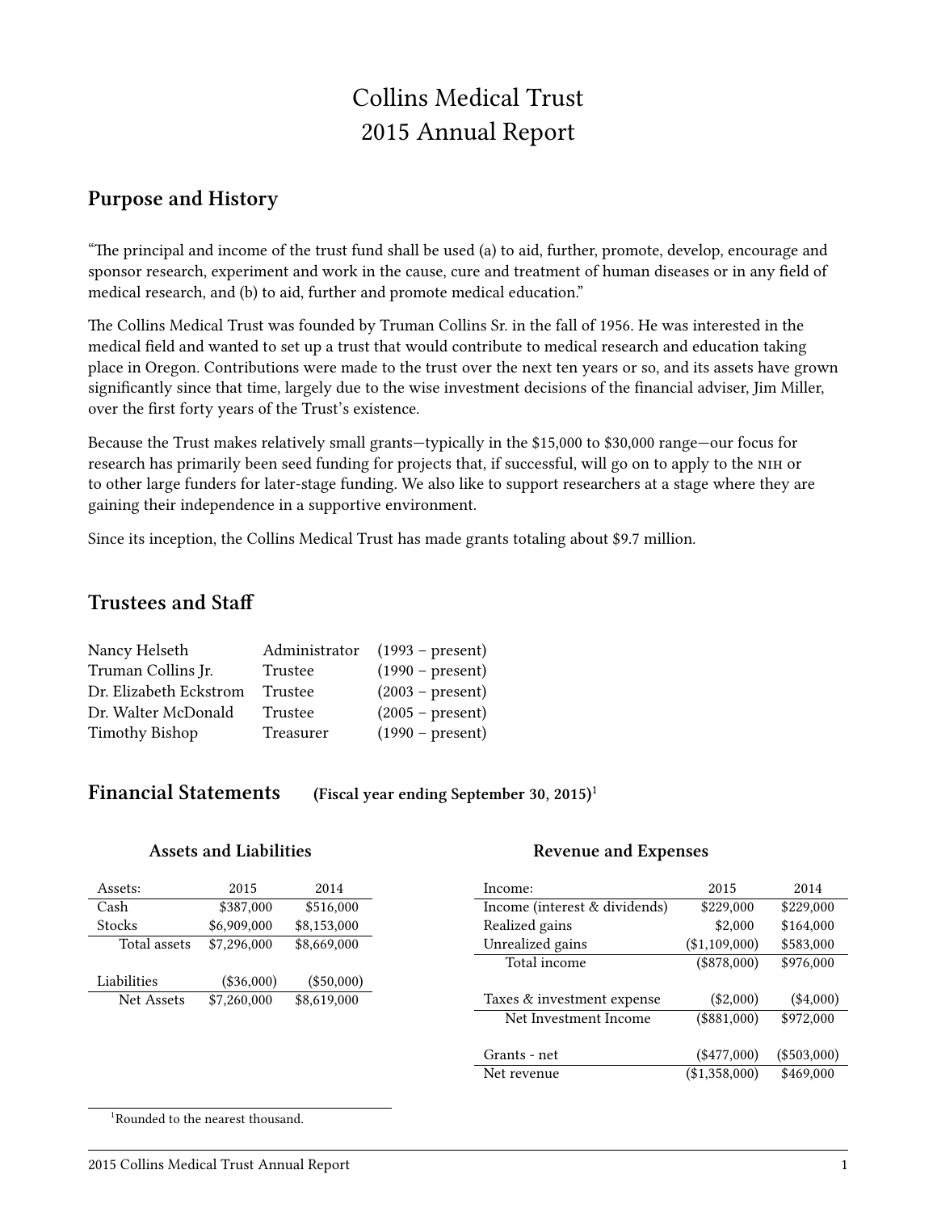# Collins Medical Trust
# 2015 Annual Report

## Purpose and History

"The principal and income of the trust fund shall be used (a) to aid, further, promote, develop, encourage and sponsor research, experiment and work in the cause, cure and treatment of human diseases or in any field of medical research, and (b) to aid, further and promote medical education."

The Collins Medical Trust was founded by Truman Collins Sr. in the fall of 1956. He was interested in the medical field and wanted to set up a trust that would contribute to medical research and education taking place in Oregon. Contributions were made to the trust over the next ten years or so, and its assets have grown significantly since that time, largely due to the wise investment decisions of the financial adviser, Jim Miller, over the first forty years of the Trust's existence.

Because the Trust makes relatively small grants—typically in the $15,000 to $30,000 range—our focus for research has primarily been seed funding for projects that, if successful, will go on to apply to the NIH or to other large funders for later-stage funding. We also like to support researchers at a stage where they are gaining their independence in a supportive environment.

Since its inception, the Collins Medical Trust has made grants totaling about $9.7 million.

## Trustees and Staff

| | | |
|---|---|---|
| Nancy Helseth | Administrator | (1993 – present) |
| Truman Collins Jr. | Trustee | (1990 – present) |
| Dr. Elizabeth Eckstrom | Trustee | (2003 – present) |
| Dr. Walter McDonald | Trustee | (2005 – present) |
| Timothy Bishop | Treasurer | (1990 – present) |

## Financial Statements (Fiscal year ending September 30, 2015)[1]

### Assets and Liabilities

| Assets: | 2015 | 2014 |
|---|---|---|
| Cash | $387,000 | $516,000 |
| Stocks | $6,909,000 | $8,153,000 |
| Total assets | $7,296,000 | $8,669,000 |
| | | |
| Liabilities | ($36,000) | ($50,000) |
| Net Assets | $7,260,000 | $8,619,000 |

### Revenue and Expenses

| Income: | 2015 | 2014 |
|---|---|---|
| Income (interest & dividends) | $229,000 | $229,000 |
| Realized gains | $2,000 | $164,000 |
| Unrealized gains | ($1,109,000) | $583,000 |
| Total income | ($878,000) | $976,000 |
| | | |
| Taxes & investment expense | ($2,000) | ($4,000) |
| Net Investment Income | ($881,000) | $972,000 |
| | | |
| Grants - net | ($477,000) | ($503,000) |
| Net revenue | ($1,358,000) | $469,000 |

[1]Rounded to the nearest thousand.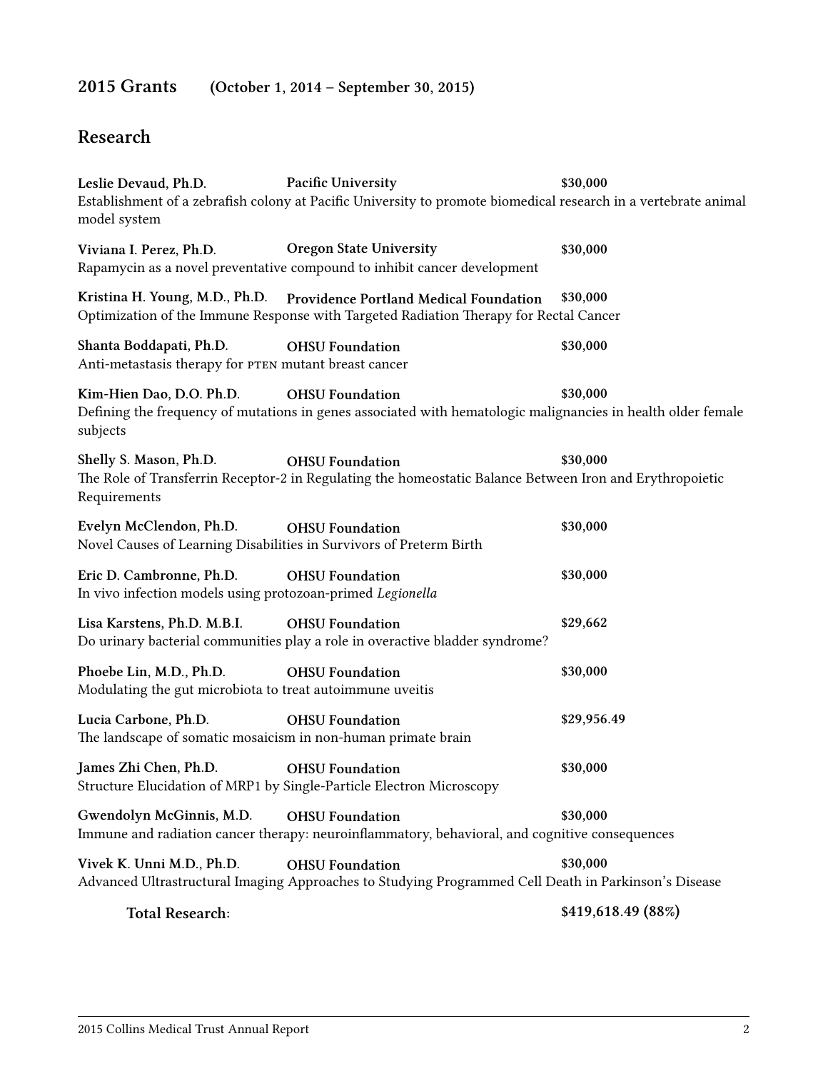## 2015 Grants (October 1, 2014 – September 30, 2015)

## Research

**Leslie Devaud, Ph.D.** **Pacific University** **$30,000**
Establishment of a zebrafish colony at Pacific University to promote biomedical research in a vertebrate animal model system

**Viviana I. Perez, Ph.D.** **Oregon State University** **$30,000**
Rapamycin as a novel preventative compound to inhibit cancer development

**Kristina H. Young, M.D., Ph.D.** **Providence Portland Medical Foundation** **$30,000**
Optimization of the Immune Response with Targeted Radiation Therapy for Rectal Cancer

**Shanta Boddapati, Ph.D.** **OHSU Foundation** **$30,000**
Anti-metastasis therapy for PTEN mutant breast cancer

**Kim-Hien Dao, D.O. Ph.D.** **OHSU Foundation** **$30,000**
Defining the frequency of mutations in genes associated with hematologic malignancies in health older female subjects

**Shelly S. Mason, Ph.D.** **OHSU Foundation** **$30,000**
The Role of Transferrin Receptor-2 in Regulating the homeostatic Balance Between Iron and Erythropoietic Requirements

**Evelyn McClendon, Ph.D.** **OHSU Foundation** **$30,000**
Novel Causes of Learning Disabilities in Survivors of Preterm Birth

**Eric D. Cambronne, Ph.D.** **OHSU Foundation** **$30,000**
In vivo infection models using protozoan-primed *Legionella*

**Lisa Karstens, Ph.D. M.B.I.** **OHSU Foundation** **$29,662**
Do urinary bacterial communities play a role in overactive bladder syndrome?

**Phoebe Lin, M.D., Ph.D.** **OHSU Foundation** **$30,000**
Modulating the gut microbiota to treat autoimmune uveitis

**Lucia Carbone, Ph.D.** **OHSU Foundation** **$29,956.49**
The landscape of somatic mosaicism in non-human primate brain

**James Zhi Chen, Ph.D.** **OHSU Foundation** **$30,000**
Structure Elucidation of MRP1 by Single-Particle Electron Microscopy

**Gwendolyn McGinnis, M.D.** **OHSU Foundation** **$30,000**
Immune and radiation cancer therapy: neuroinflammatory, behavioral, and cognitive consequences

**Vivek K. Unni M.D., Ph.D.** **OHSU Foundation** **$30,000**
Advanced Ultrastructural Imaging Approaches to Studying Programmed Cell Death in Parkinson's Disease

**Total Research:** **$419,618.49 (88%)**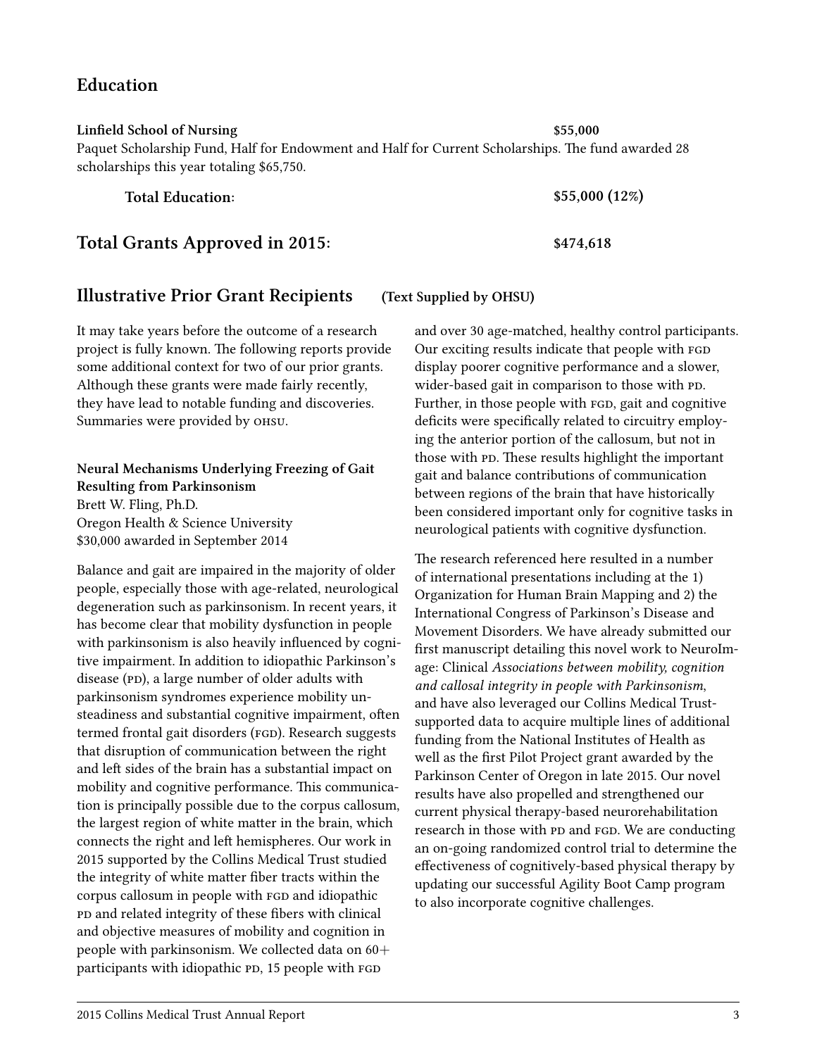## Education

**Linfield School of Nursing** **$55,000**

Paquet Scholarship Fund, Half for Endowment and Half for Current Scholarships. The fund awarded 28 scholarships this year totaling $65,750.

**Total Education:** **$55,000 (12%)**

## Total Grants Approved in 2015: $474,618

## Illustrative Prior Grant Recipients (Text Supplied by OHSU)

It may take years before the outcome of a research project is fully known. The following reports provide some additional context for two of our prior grants. Although these grants were made fairly recently, they have lead to notable funding and discoveries. Summaries were provided by OHSU.

**Neural Mechanisms Underlying Freezing of Gait Resulting from Parkinsonism**
Brett W. Fling, Ph.D.
Oregon Health & Science University
$30,000 awarded in September 2014

Balance and gait are impaired in the majority of older people, especially those with age-related, neurological degeneration such as parkinsonism. In recent years, it has become clear that mobility dysfunction in people with parkinsonism is also heavily influenced by cognitive impairment. In addition to idiopathic Parkinson's disease (PD), a large number of older adults with parkinsonism syndromes experience mobility unsteadiness and substantial cognitive impairment, often termed frontal gait disorders (FGD). Research suggests that disruption of communication between the right and left sides of the brain has a substantial impact on mobility and cognitive performance. This communication is principally possible due to the corpus callosum, the largest region of white matter in the brain, which connects the right and left hemispheres. Our work in 2015 supported by the Collins Medical Trust studied the integrity of white matter fiber tracts within the corpus callosum in people with FGD and idiopathic PD and related integrity of these fibers with clinical and objective measures of mobility and cognition in people with parkinsonism. We collected data on 60+ participants with idiopathic PD, 15 people with FGD and over 30 age-matched, healthy control participants. Our exciting results indicate that people with FGD display poorer cognitive performance and a slower, wider-based gait in comparison to those with PD. Further, in those people with FGD, gait and cognitive deficits were specifically related to circuitry employing the anterior portion of the callosum, but not in those with PD. These results highlight the important gait and balance contributions of communication between regions of the brain that have historically been considered important only for cognitive tasks in neurological patients with cognitive dysfunction.

The research referenced here resulted in a number of international presentations including at the 1) Organization for Human Brain Mapping and 2) the International Congress of Parkinson's Disease and Movement Disorders. We have already submitted our first manuscript detailing this novel work to NeuroImage: Clinical *Associations between mobility, cognition and callosal integrity in people with Parkinsonism*, and have also leveraged our Collins Medical Trust-supported data to acquire multiple lines of additional funding from the National Institutes of Health as well as the first Pilot Project grant awarded by the Parkinson Center of Oregon in late 2015. Our novel results have also propelled and strengthened our current physical therapy-based neurorehabilitation research in those with PD and FGD. We are conducting an on-going randomized control trial to determine the effectiveness of cognitively-based physical therapy by updating our successful Agility Boot Camp program to also incorporate cognitive challenges.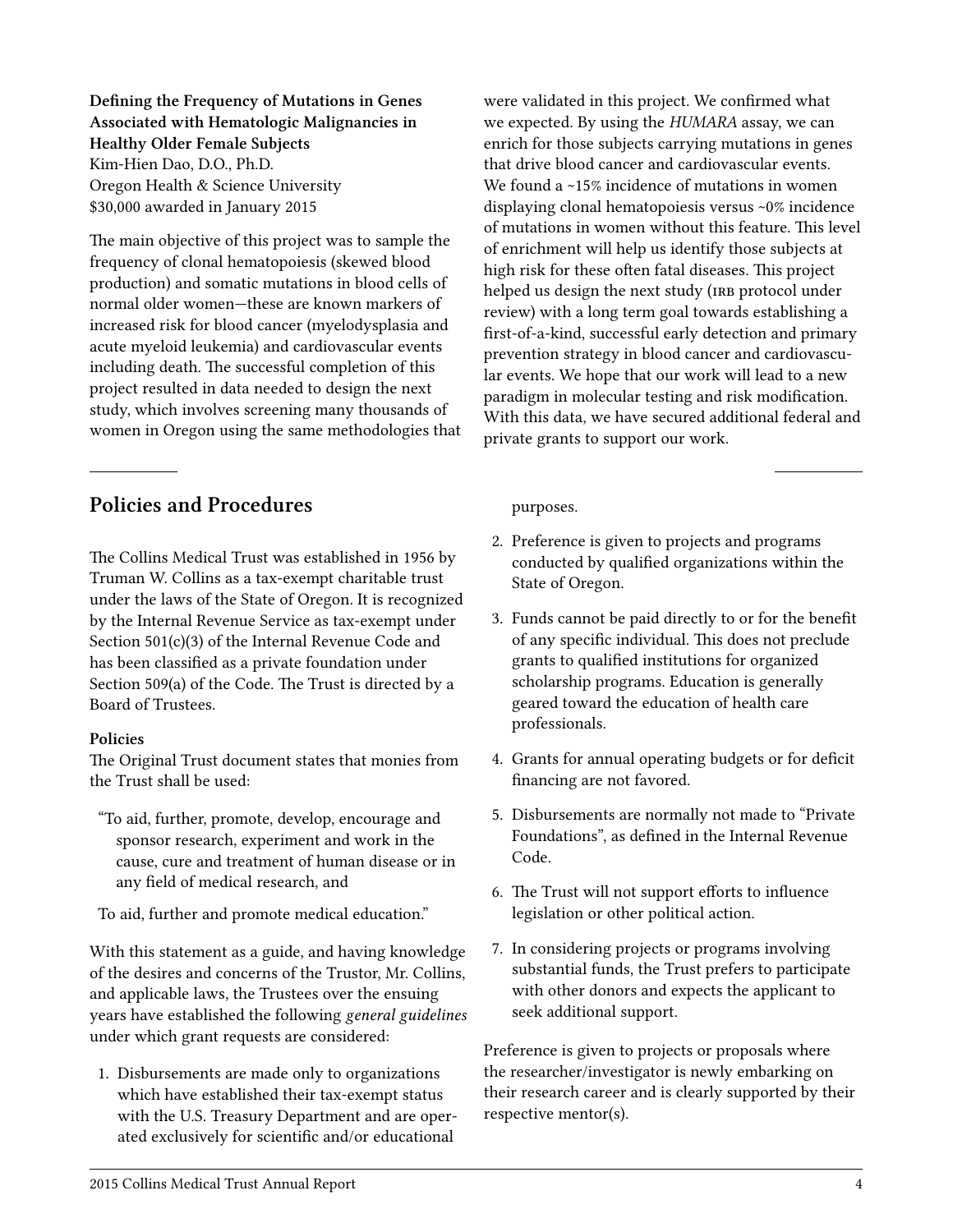**Defining the Frequency of Mutations in Genes Associated with Hematologic Malignancies in Healthy Older Female Subjects**
Kim-Hien Dao, D.O., Ph.D.
Oregon Health & Science University
$30,000 awarded in January 2015

The main objective of this project was to sample the frequency of clonal hematopoiesis (skewed blood production) and somatic mutations in blood cells of normal older women—these are known markers of increased risk for blood cancer (myelodysplasia and acute myeloid leukemia) and cardiovascular events including death. The successful completion of this project resulted in data needed to design the next study, which involves screening many thousands of women in Oregon using the same methodologies that were validated in this project. We confirmed what we expected. By using the *HUMARA* assay, we can enrich for those subjects carrying mutations in genes that drive blood cancer and cardiovascular events. We found a ~15% incidence of mutations in women displaying clonal hematopoiesis versus ~0% incidence of mutations in women without this feature. This level of enrichment will help us identify those subjects at high risk for these often fatal diseases. This project helped us design the next study (IRB protocol under review) with a long term goal towards establishing a first-of-a-kind, successful early detection and primary prevention strategy in blood cancer and cardiovascular events. We hope that our work will lead to a new paradigm in molecular testing and risk modification. With this data, we have secured additional federal and private grants to support our work.

## Policies and Procedures

The Collins Medical Trust was established in 1956 by Truman W. Collins as a tax-exempt charitable trust under the laws of the State of Oregon. It is recognized by the Internal Revenue Service as tax-exempt under Section 501(c)(3) of the Internal Revenue Code and has been classified as a private foundation under Section 509(a) of the Code. The Trust is directed by a Board of Trustees.

**Policies**
The Original Trust document states that monies from the Trust shall be used:

> "To aid, further, promote, develop, encourage and sponsor research, experiment and work in the cause, cure and treatment of human disease or in any field of medical research, and
>
> To aid, further and promote medical education."

With this statement as a guide, and having knowledge of the desires and concerns of the Trustor, Mr. Collins, and applicable laws, the Trustees over the ensuing years have established the following *general guidelines* under which grant requests are considered:

1. Disbursements are made only to organizations which have established their tax-exempt status with the U.S. Treasury Department and are operated exclusively for scientific and/or educational purposes.
2. Preference is given to projects and programs conducted by qualified organizations within the State of Oregon.
3. Funds cannot be paid directly to or for the benefit of any specific individual. This does not preclude grants to qualified institutions for organized scholarship programs. Education is generally geared toward the education of health care professionals.
4. Grants for annual operating budgets or for deficit financing are not favored.
5. Disbursements are normally not made to "Private Foundations", as defined in the Internal Revenue Code.
6. The Trust will not support efforts to influence legislation or other political action.
7. In considering projects or programs involving substantial funds, the Trust prefers to participate with other donors and expects the applicant to seek additional support.

Preference is given to projects or proposals where the researcher/investigator is newly embarking on their research career and is clearly supported by their respective mentor(s).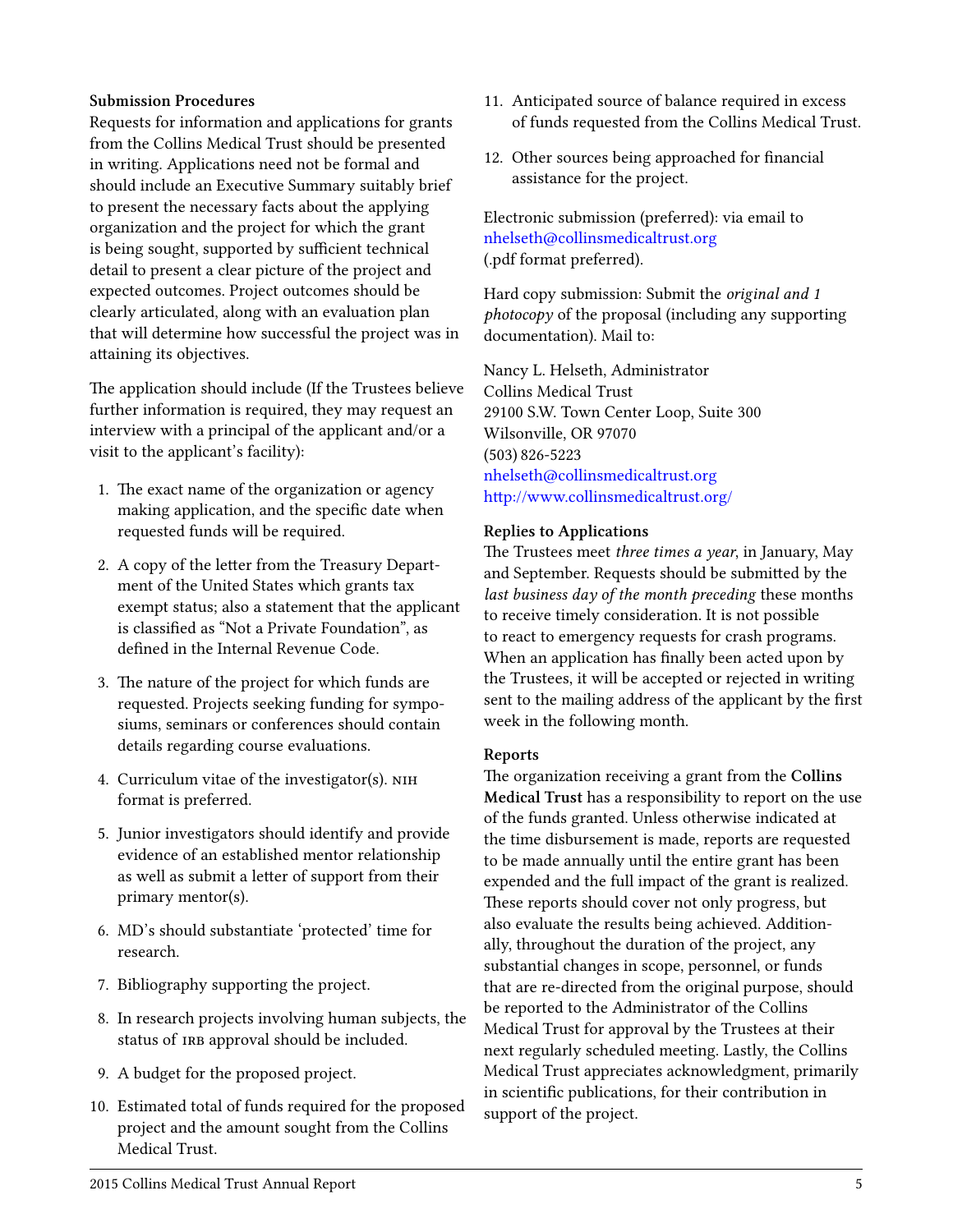**Submission Procedures**

Requests for information and applications for grants from the Collins Medical Trust should be presented in writing. Applications need not be formal and should include an Executive Summary suitably brief to present the necessary facts about the applying organization and the project for which the grant is being sought, supported by sufficient technical detail to present a clear picture of the project and expected outcomes. Project outcomes should be clearly articulated, along with an evaluation plan that will determine how successful the project was in attaining its objectives.

The application should include (If the Trustees believe further information is required, they may request an interview with a principal of the applicant and/or a visit to the applicant's facility):

1. The exact name of the organization or agency making application, and the specific date when requested funds will be required.
2. A copy of the letter from the Treasury Department of the United States which grants tax exempt status; also a statement that the applicant is classified as "Not a Private Foundation", as defined in the Internal Revenue Code.
3. The nature of the project for which funds are requested. Projects seeking funding for symposiums, seminars or conferences should contain details regarding course evaluations.
4. Curriculum vitae of the investigator(s). NIH format is preferred.
5. Junior investigators should identify and provide evidence of an established mentor relationship as well as submit a letter of support from their primary mentor(s).
6. MD's should substantiate 'protected' time for research.
7. Bibliography supporting the project.
8. In research projects involving human subjects, the status of IRB approval should be included.
9. A budget for the proposed project.
10. Estimated total of funds required for the proposed project and the amount sought from the Collins Medical Trust.
11. Anticipated source of balance required in excess of funds requested from the Collins Medical Trust.
12. Other sources being approached for financial assistance for the project.

Electronic submission (preferred): via email to nhelseth@collinsmedicaltrust.org (.pdf format preferred).

Hard copy submission: Submit the *original and 1 photocopy* of the proposal (including any supporting documentation). Mail to:

Nancy L. Helseth, Administrator
Collins Medical Trust
29100 S.W. Town Center Loop, Suite 300
Wilsonville, OR 97070
(503) 826-5223
nhelseth@collinsmedicaltrust.org
http://www.collinsmedicaltrust.org/

**Replies to Applications**

The Trustees meet *three times a year*, in January, May and September. Requests should be submitted by the *last business day of the month preceding* these months to receive timely consideration. It is not possible to react to emergency requests for crash programs. When an application has finally been acted upon by the Trustees, it will be accepted or rejected in writing sent to the mailing address of the applicant by the first week in the following month.

**Reports**

The organization receiving a grant from the **Collins Medical Trust** has a responsibility to report on the use of the funds granted. Unless otherwise indicated at the time disbursement is made, reports are requested to be made annually until the entire grant has been expended and the full impact of the grant is realized. These reports should cover not only progress, but also evaluate the results being achieved. Additionally, throughout the duration of the project, any substantial changes in scope, personnel, or funds that are re-directed from the original purpose, should be reported to the Administrator of the Collins Medical Trust for approval by the Trustees at their next regularly scheduled meeting. Lastly, the Collins Medical Trust appreciates acknowledgment, primarily in scientific publications, for their contribution in support of the project.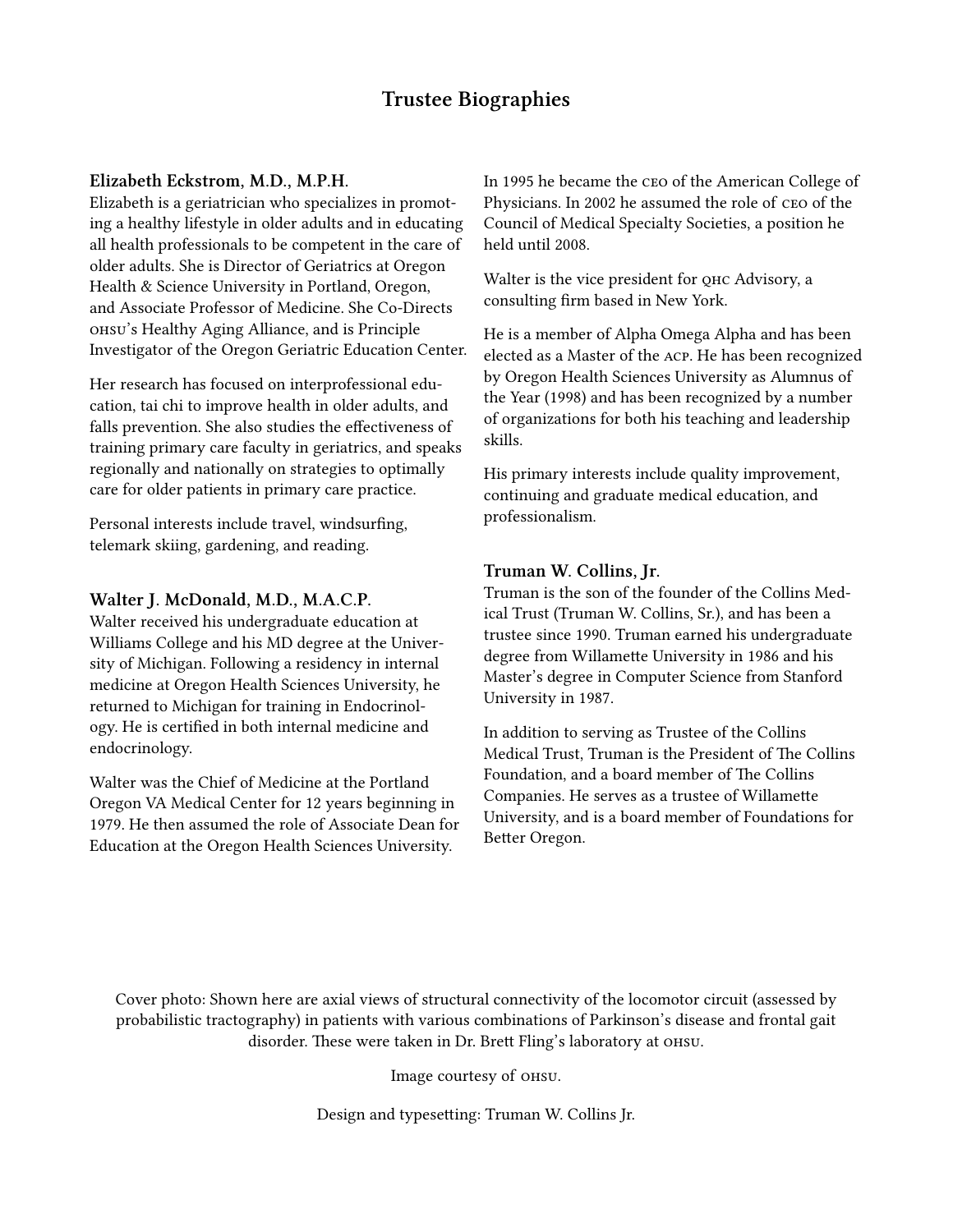# Trustee Biographies

### Elizabeth Eckstrom, M.D., M.P.H.

Elizabeth is a geriatrician who specializes in promoting a healthy lifestyle in older adults and in educating all health professionals to be competent in the care of older adults. She is Director of Geriatrics at Oregon Health & Science University in Portland, Oregon, and Associate Professor of Medicine. She Co-Directs OHSU's Healthy Aging Alliance, and is Principle Investigator of the Oregon Geriatric Education Center.

Her research has focused on interprofessional education, tai chi to improve health in older adults, and falls prevention. She also studies the effectiveness of training primary care faculty in geriatrics, and speaks regionally and nationally on strategies to optimally care for older patients in primary care practice.

Personal interests include travel, windsurfing, telemark skiing, gardening, and reading.

### Walter J. McDonald, M.D., M.A.C.P.

Walter received his undergraduate education at Williams College and his MD degree at the University of Michigan. Following a residency in internal medicine at Oregon Health Sciences University, he returned to Michigan for training in Endocrinology. He is certified in both internal medicine and endocrinology.

Walter was the Chief of Medicine at the Portland Oregon VA Medical Center for 12 years beginning in 1979. He then assumed the role of Associate Dean for Education at the Oregon Health Sciences University. In 1995 he became the CEO of the American College of Physicians. In 2002 he assumed the role of CEO of the Council of Medical Specialty Societies, a position he held until 2008.

Walter is the vice president for QHC Advisory, a consulting firm based in New York.

He is a member of Alpha Omega Alpha and has been elected as a Master of the ACP. He has been recognized by Oregon Health Sciences University as Alumnus of the Year (1998) and has been recognized by a number of organizations for both his teaching and leadership skills.

His primary interests include quality improvement, continuing and graduate medical education, and professionalism.

### Truman W. Collins, Jr.

Truman is the son of the founder of the Collins Medical Trust (Truman W. Collins, Sr.), and has been a trustee since 1990. Truman earned his undergraduate degree from Willamette University in 1986 and his Master's degree in Computer Science from Stanford University in 1987.

In addition to serving as Trustee of the Collins Medical Trust, Truman is the President of The Collins Foundation, and a board member of The Collins Companies. He serves as a trustee of Willamette University, and is a board member of Foundations for Better Oregon.

Cover photo: Shown here are axial views of structural connectivity of the locomotor circuit (assessed by probabilistic tractography) in patients with various combinations of Parkinson's disease and frontal gait disorder. These were taken in Dr. Brett Fling's laboratory at OHSU.

Image courtesy of OHSU.

Design and typesetting: Truman W. Collins Jr.